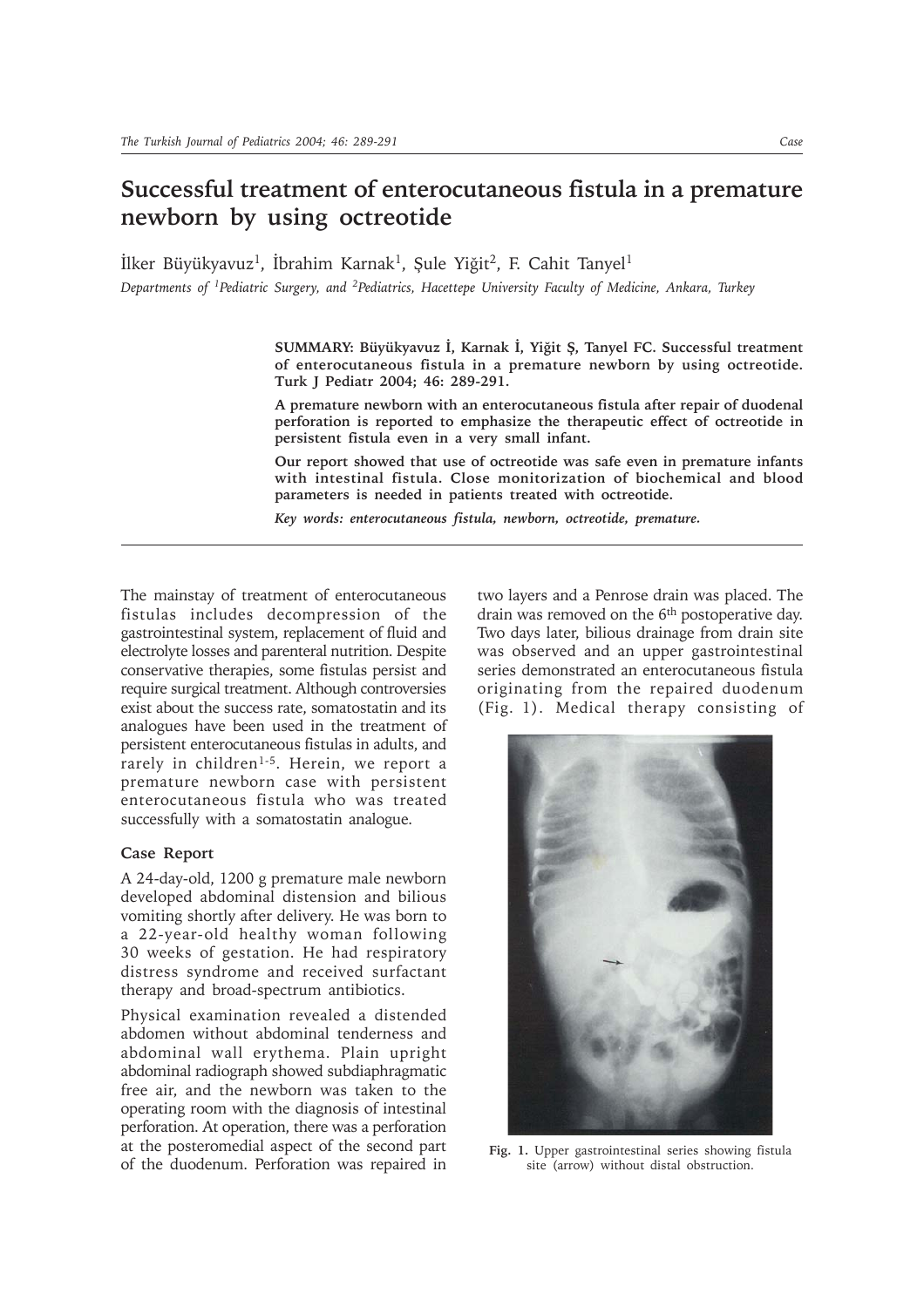# Successful treatment of enterocutaneous fistula in a premature newborn by using octreotide

İlker Büyükyavuz[1], İbrahim Karnak[1], Şule Yiğit[2], F. Cahit Tanyel[1]

*Departments of [1]Pediatric Surgery, and [2]Pediatrics, Hacettepe University Faculty of Medicine, Ankara, Turkey*

**SUMMARY: Büyükyavuz İ, Karnak İ, Yiğit Ş, Tanyel FC. Successful treatment of enterocutaneous fistula in a premature newborn by using octreotide. Turk J Pediatr 2004; 46: 289-291.**

**A premature newborn with an enterocutaneous fistula after repair of duodenal perforation is reported to emphasize the therapeutic effect of octreotide in persistent fistula even in a very small infant.**

**Our report showed that use of octreotide was safe even in premature infants with intestinal fistula. Close monitorization of biochemical and blood parameters is needed in patients treated with octreotide.**

***Key words: enterocutaneous fistula, newborn, octreotide, premature.***

---

The mainstay of treatment of enterocutaneous fistulas includes decompression of the gastrointestinal system, replacement of fluid and electrolyte losses and parenteral nutrition. Despite conservative therapies, some fistulas persist and require surgical treatment. Although controversies exist about the success rate, somatostatin and its analogues have been used in the treatment of persistent enterocutaneous fistulas in adults, and rarely in children[1-5]. Herein, we report a premature newborn case with persistent enterocutaneous fistula who was treated successfully with a somatostatin analogue.

## Case Report

A 24-day-old, 1200 g premature male newborn developed abdominal distension and bilious vomiting shortly after delivery. He was born to a 22-year-old healthy woman following 30 weeks of gestation. He had respiratory distress syndrome and received surfactant therapy and broad-spectrum antibiotics.

Physical examination revealed a distended abdomen without abdominal tenderness and abdominal wall erythema. Plain upright abdominal radiograph showed subdiaphragmatic free air, and the newborn was taken to the operating room with the diagnosis of intestinal perforation. At operation, there was a perforation at the posteromedial aspect of the second part of the duodenum. Perforation was repaired in two layers and a Penrose drain was placed. The drain was removed on the 6[th] postoperative day. Two days later, bilious drainage from drain site was observed and an upper gastrointestinal series demonstrated an enterocutaneous fistula originating from the repaired duodenum (Fig. 1). Medical therapy consisting of

**Fig. 1.** Upper gastrointestinal series showing fistula site (arrow) without distal obstruction.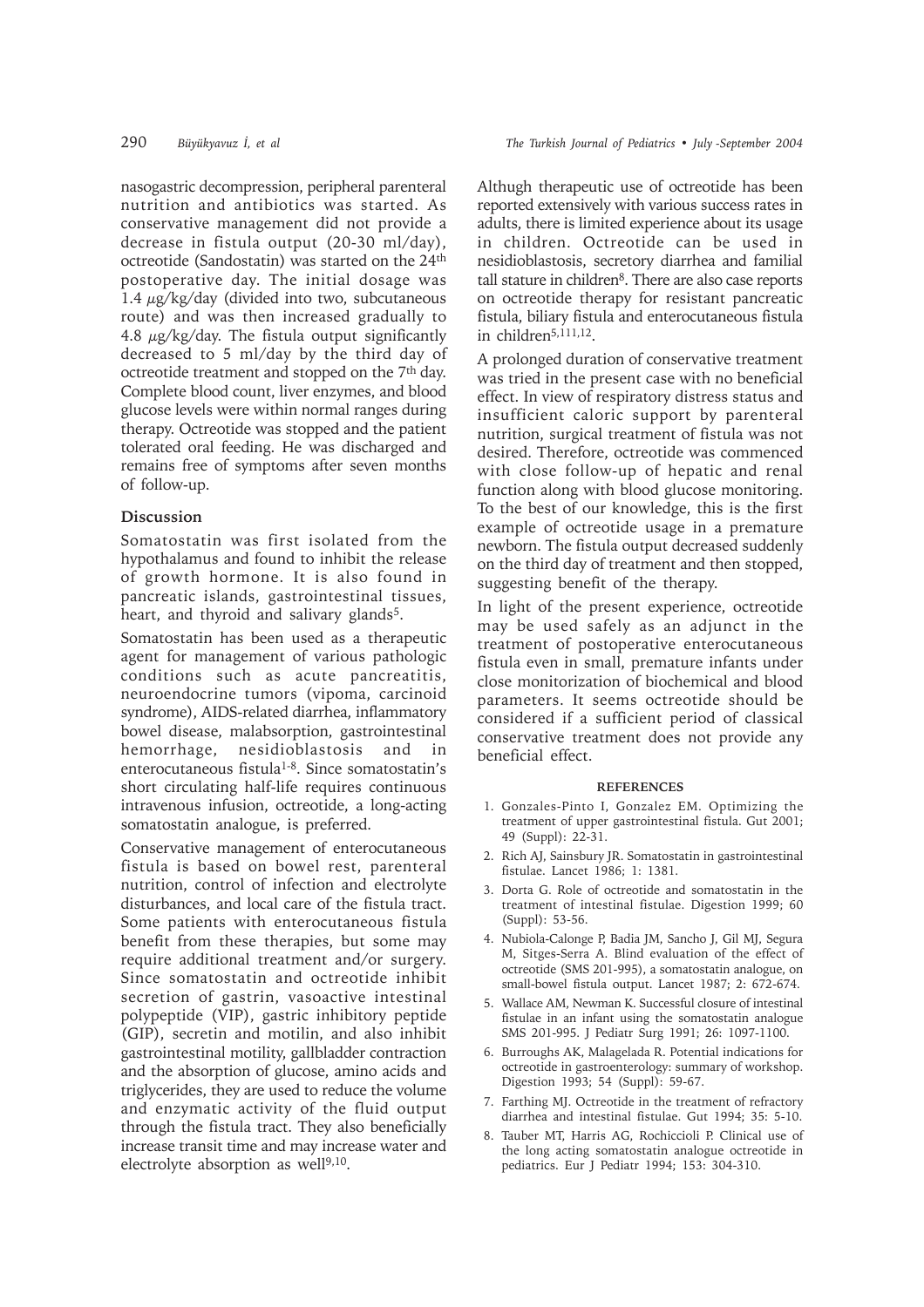nasogastric decompression, peripheral parenteral nutrition and antibiotics was started. As conservative management did not provide a decrease in fistula output (20-30 ml/day), octreotide (Sandostatin) was started on the 24th postoperative day. The initial dosage was 1.4 μg/kg/day (divided into two, subcutaneous route) and was then increased gradually to 4.8 μg/kg/day. The fistula output significantly decreased to 5 ml/day by the third day of octreotide treatment and stopped on the 7th day. Complete blood count, liver enzymes, and blood glucose levels were within normal ranges during therapy. Octreotide was stopped and the patient tolerated oral feeding. He was discharged and remains free of symptoms after seven months of follow-up.

## Discussion

Somatostatin was first isolated from the hypothalamus and found to inhibit the release of growth hormone. It is also found in pancreatic islands, gastrointestinal tissues, heart, and thyroid and salivary glands[5].

Somatostatin has been used as a therapeutic agent for management of various pathologic conditions such as acute pancreatitis, neuroendocrine tumors (vipoma, carcinoid syndrome), AIDS-related diarrhea, inflammatory bowel disease, malabsorption, gastrointestinal hemorrhage, nesidioblastosis and in enterocutaneous fistula[1-8]. Since somatostatin's short circulating half-life requires continuous intravenous infusion, octreotide, a long-acting somatostatin analogue, is preferred.

Conservative management of enterocutaneous fistula is based on bowel rest, parenteral nutrition, control of infection and electrolyte disturbances, and local care of the fistula tract. Some patients with enterocutaneous fistula benefit from these therapies, but some may require additional treatment and/or surgery. Since somatostatin and octreotide inhibit secretion of gastrin, vasoactive intestinal polypeptide (VIP), gastric inhibitory peptide (GIP), secretin and motilin, and also inhibit gastrointestinal motility, gallbladder contraction and the absorption of glucose, amino acids and triglycerides, they are used to reduce the volume and enzymatic activity of the fluid output through the fistula tract. They also beneficially increase transit time and may increase water and electrolyte absorption as well[9,10].

Althugh therapeutic use of octreotide has been reported extensively with various success rates in adults, there is limited experience about its usage in children. Octreotide can be used in nesidioblastosis, secretory diarrhea and familial tall stature in children[8]. There are also case reports on octreotide therapy for resistant pancreatic fistula, biliary fistula and enterocutaneous fistula in children[5,111,12].

A prolonged duration of conservative treatment was tried in the present case with no beneficial effect. In view of respiratory distress status and insufficient caloric support by parenteral nutrition, surgical treatment of fistula was not desired. Therefore, octreotide was commenced with close follow-up of hepatic and renal function along with blood glucose monitoring. To the best of our knowledge, this is the first example of octreotide usage in a premature newborn. The fistula output decreased suddenly on the third day of treatment and then stopped, suggesting benefit of the therapy.

In light of the present experience, octreotide may be used safely as an adjunct in the treatment of postoperative enterocutaneous fistula even in small, premature infants under close monitorization of biochemical and blood parameters. It seems octreotide should be considered if a sufficient period of classical conservative treatment does not provide any beneficial effect.

### REFERENCES

1. Gonzales-Pinto I, Gonzalez EM. Optimizing the treatment of upper gastrointestinal fistula. Gut 2001; 49 (Suppl): 22-31.
2. Rich AJ, Sainsbury JR. Somatostatin in gastrointestinal fistulae. Lancet 1986; 1: 1381.
3. Dorta G. Role of octreotide and somatostatin in the treatment of intestinal fistulae. Digestion 1999; 60 (Suppl): 53-56.
4. Nubiola-Calonge P, Badia JM, Sancho J, Gil MJ, Segura M, Sitges-Serra A. Blind evaluation of the effect of octreotide (SMS 201-995), a somatostatin analogue, on small-bowel fistula output. Lancet 1987; 2: 672-674.
5. Wallace AM, Newman K. Successful closure of intestinal fistulae in an infant using the somatostatin analogue SMS 201-995. J Pediatr Surg 1991; 26: 1097-1100.
6. Burroughs AK, Malagelada R. Potential indications for octreotide in gastroenterology: summary of workshop. Digestion 1993; 54 (Suppl): 59-67.
7. Farthing MJ. Octreotide in the treatment of refractory diarrhea and intestinal fistulae. Gut 1994; 35: 5-10.
8. Tauber MT, Harris AG, Rochiccioli P. Clinical use of the long acting somatostatin analogue octreotide in pediatrics. Eur J Pediatr 1994; 153: 304-310.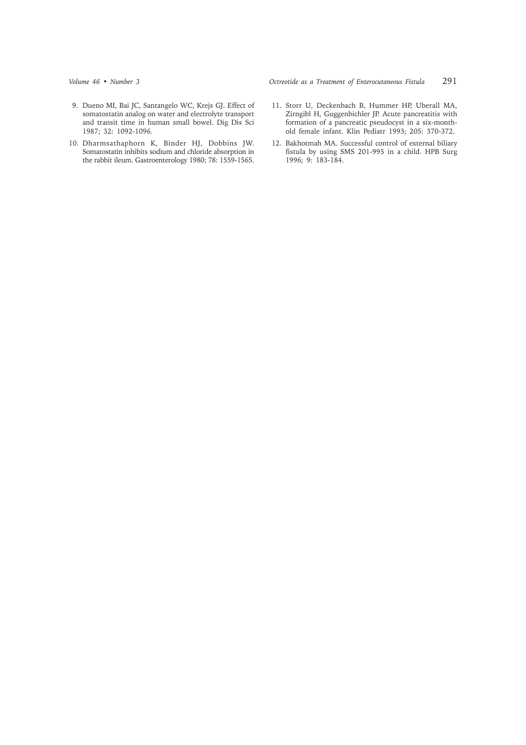9. Dueno MI, Bai JC, Santangelo WC, Krejs GJ. Effect of somatostatin analog on water and electrolyte transport and transit time in human small bowel. Dig Dis Sci 1987; 32: 1092-1096.
10. Dharmsathaphorn K, Binder HJ, Dobbins JW. Somatostatin inhibits sodium and chloride absorption in the rabbit ileum. Gastroenterology 1980; 78: 1559-1565.
11. Storr U, Deckenbach B, Hummer HP, Uberall MA, Zirngibl H, Guggenbichler JP. Acute pancreatitis with formation of a pancreatic pseudocyst in a six-month-old female infant. Klin Pediatr 1993; 205: 370-372.
12. Bakhotmah MA. Successful control of external biliary fistula by using SMS 201-995 in a child. HPB Surg 1996; 9: 183-184.